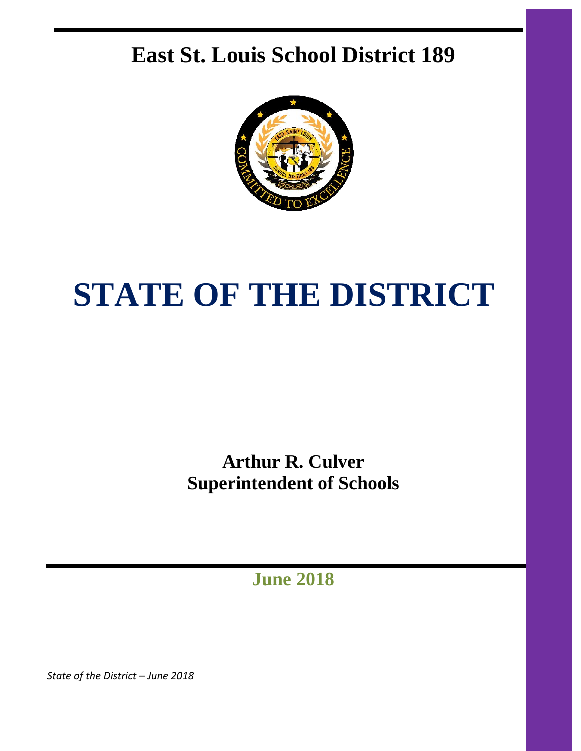# East St. Louis School District 189

# STATE OF THE DISTRICT

**Arthur R. Culver**
**Superintendent of Schools**

**June 2018**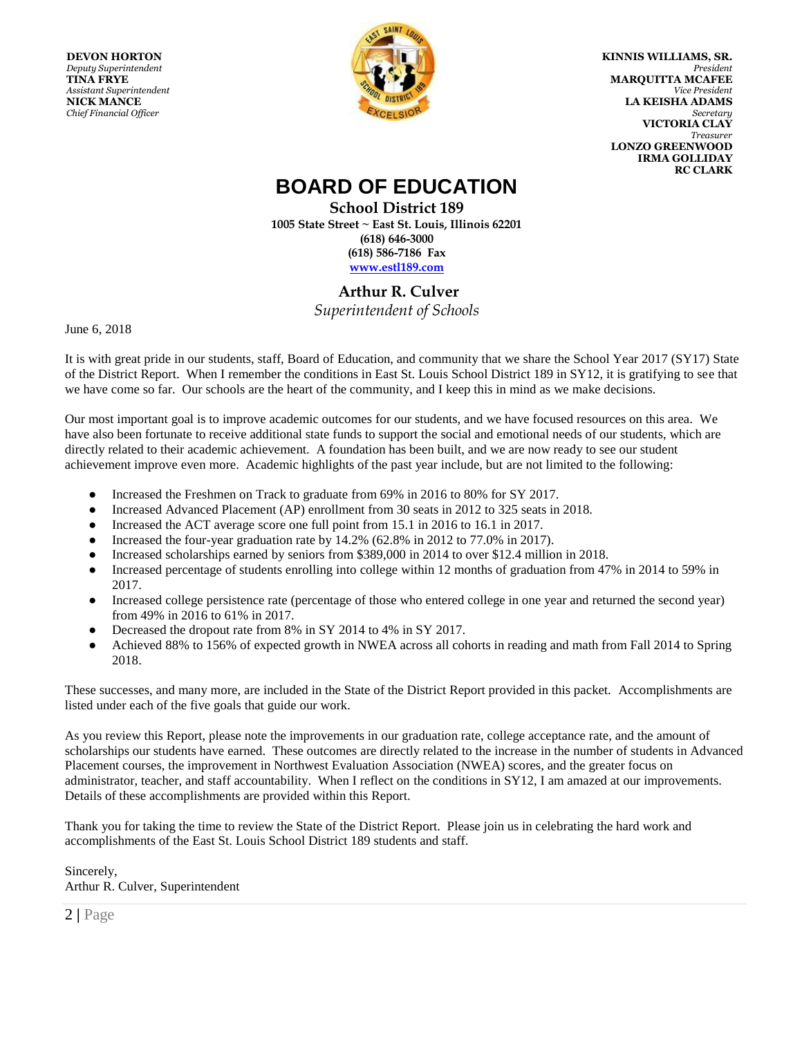**DEVON HORTON**
*Deputy Superintendent*
**TINA FRYE**
*Assistant Superintendent*
**NICK MANCE**
*Chief Financial Officer*

**KINNIS WILLIAMS, SR.**
*President*
**MARQUITTA MCAFEE**
*Vice President*
**LA KEISHA ADAMS**
*Secretary*
**VICTORIA CLAY**
*Treasurer*
**LONZO GREENWOOD**
**IRMA GOLLIDAY**
**RC CLARK**

# BOARD OF EDUCATION

**School District 189**
**1005 State Street ~ East St. Louis, Illinois 62201**
**(618) 646-3000**
**(618) 586-7186 Fax**
**www.estl189.com**

**Arthur R. Culver**
*Superintendent of Schools*

June 6, 2018

It is with great pride in our students, staff, Board of Education, and community that we share the School Year 2017 (SY17) State of the District Report. When I remember the conditions in East St. Louis School District 189 in SY12, it is gratifying to see that we have come so far. Our schools are the heart of the community, and I keep this in mind as we make decisions.

Our most important goal is to improve academic outcomes for our students, and we have focused resources on this area. We have also been fortunate to receive additional state funds to support the social and emotional needs of our students, which are directly related to their academic achievement. A foundation has been built, and we are now ready to see our student achievement improve even more. Academic highlights of the past year include, but are not limited to the following:

- Increased the Freshmen on Track to graduate from 69% in 2016 to 80% for SY 2017.
- Increased Advanced Placement (AP) enrollment from 30 seats in 2012 to 325 seats in 2018.
- Increased the ACT average score one full point from 15.1 in 2016 to 16.1 in 2017.
- Increased the four-year graduation rate by 14.2% (62.8% in 2012 to 77.0% in 2017).
- Increased scholarships earned by seniors from $389,000 in 2014 to over $12.4 million in 2018.
- Increased percentage of students enrolling into college within 12 months of graduation from 47% in 2014 to 59% in 2017.
- Increased college persistence rate (percentage of those who entered college in one year and returned the second year) from 49% in 2016 to 61% in 2017.
- Decreased the dropout rate from 8% in SY 2014 to 4% in SY 2017.
- Achieved 88% to 156% of expected growth in NWEA across all cohorts in reading and math from Fall 2014 to Spring 2018.

These successes, and many more, are included in the State of the District Report provided in this packet. Accomplishments are listed under each of the five goals that guide our work.

As you review this Report, please note the improvements in our graduation rate, college acceptance rate, and the amount of scholarships our students have earned. These outcomes are directly related to the increase in the number of students in Advanced Placement courses, the improvement in Northwest Evaluation Association (NWEA) scores, and the greater focus on administrator, teacher, and staff accountability. When I reflect on the conditions in SY12, I am amazed at our improvements. Details of these accomplishments are provided within this Report.

Thank you for taking the time to review the State of the District Report. Please join us in celebrating the hard work and accomplishments of the East St. Louis School District 189 students and staff.

Sincerely,
Arthur R. Culver, Superintendent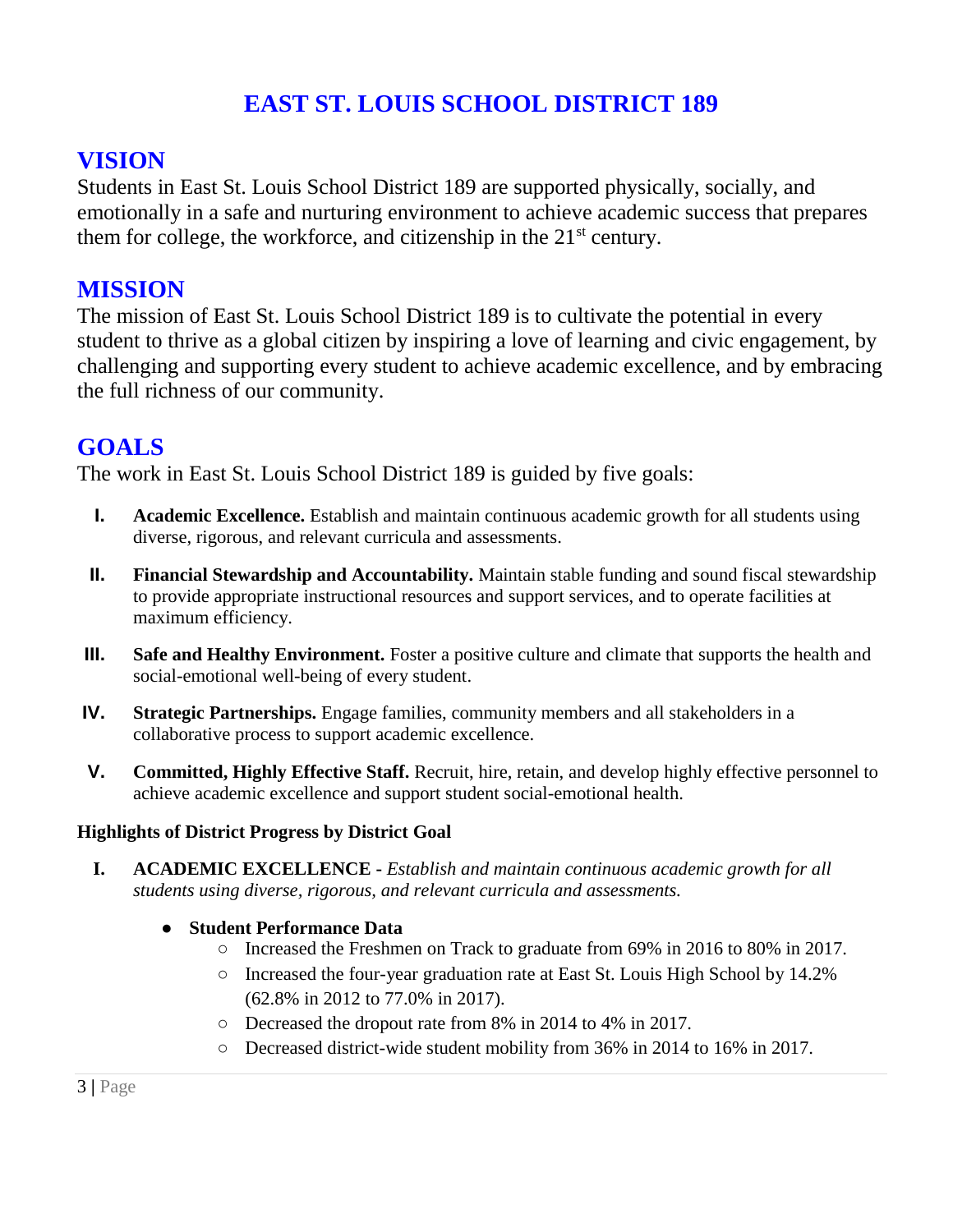# EAST ST. LOUIS SCHOOL DISTRICT 189

## VISION

Students in East St. Louis School District 189 are supported physically, socially, and emotionally in a safe and nurturing environment to achieve academic success that prepares them for college, the workforce, and citizenship in the 21st century.

## MISSION

The mission of East St. Louis School District 189 is to cultivate the potential in every student to thrive as a global citizen by inspiring a love of learning and civic engagement, by challenging and supporting every student to achieve academic excellence, and by embracing the full richness of our community.

## GOALS

The work in East St. Louis School District 189 is guided by five goals:

I. **Academic Excellence.** Establish and maintain continuous academic growth for all students using diverse, rigorous, and relevant curricula and assessments.

II. **Financial Stewardship and Accountability.** Maintain stable funding and sound fiscal stewardship to provide appropriate instructional resources and support services, and to operate facilities at maximum efficiency.

III. **Safe and Healthy Environment.** Foster a positive culture and climate that supports the health and social-emotional well-being of every student.

IV. **Strategic Partnerships.** Engage families, community members and all stakeholders in a collaborative process to support academic excellence.

V. **Committed, Highly Effective Staff.** Recruit, hire, retain, and develop highly effective personnel to achieve academic excellence and support student social-emotional health.

**Highlights of District Progress by District Goal**

I. **ACADEMIC EXCELLENCE -** *Establish and maintain continuous academic growth for all students using diverse, rigorous, and relevant curricula and assessments.*

- **Student Performance Data**
  - Increased the Freshmen on Track to graduate from 69% in 2016 to 80% in 2017.
  - Increased the four-year graduation rate at East St. Louis High School by 14.2% (62.8% in 2012 to 77.0% in 2017).
  - Decreased the dropout rate from 8% in 2014 to 4% in 2017.
  - Decreased district-wide student mobility from 36% in 2014 to 16% in 2017.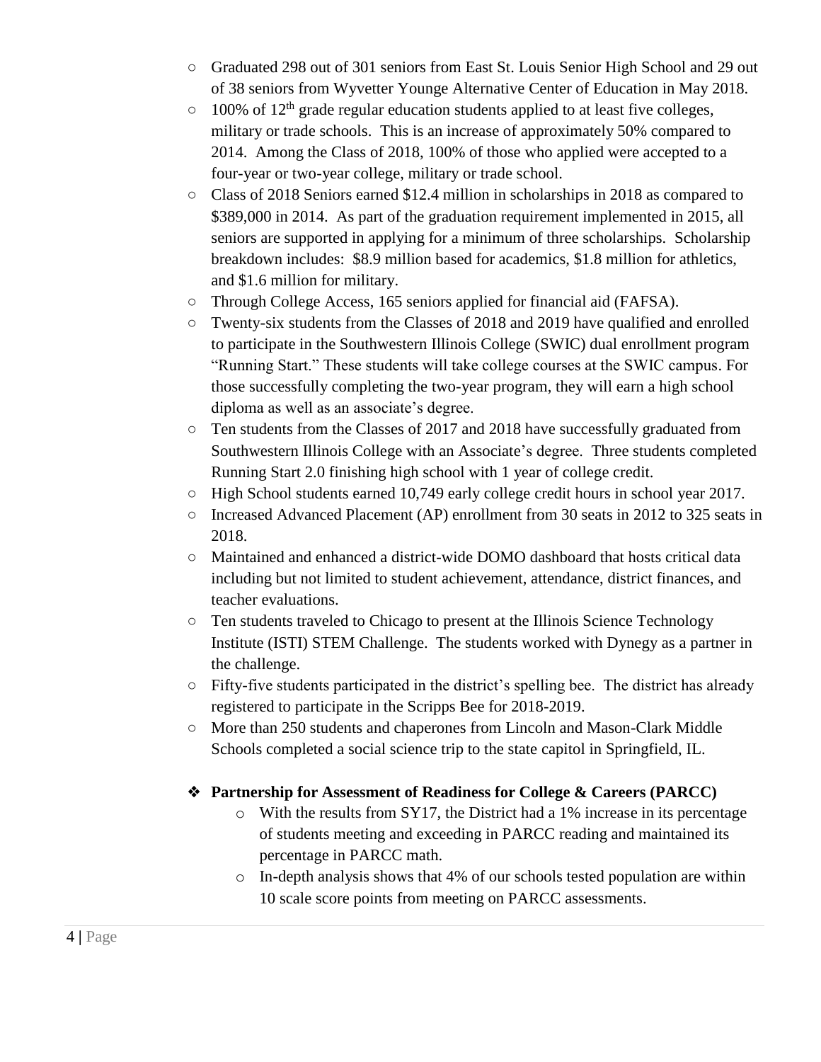- Graduated 298 out of 301 seniors from East St. Louis Senior High School and 29 out of 38 seniors from Wyvetter Younge Alternative Center of Education in May 2018.
- 100% of 12th grade regular education students applied to at least five colleges, military or trade schools. This is an increase of approximately 50% compared to 2014. Among the Class of 2018, 100% of those who applied were accepted to a four-year or two-year college, military or trade school.
- Class of 2018 Seniors earned $12.4 million in scholarships in 2018 as compared to $389,000 in 2014. As part of the graduation requirement implemented in 2015, all seniors are supported in applying for a minimum of three scholarships. Scholarship breakdown includes: $8.9 million based for academics, $1.8 million for athletics, and $1.6 million for military.
- Through College Access, 165 seniors applied for financial aid (FAFSA).
- Twenty-six students from the Classes of 2018 and 2019 have qualified and enrolled to participate in the Southwestern Illinois College (SWIC) dual enrollment program "Running Start." These students will take college courses at the SWIC campus. For those successfully completing the two-year program, they will earn a high school diploma as well as an associate's degree.
- Ten students from the Classes of 2017 and 2018 have successfully graduated from Southwestern Illinois College with an Associate's degree. Three students completed Running Start 2.0 finishing high school with 1 year of college credit.
- High School students earned 10,749 early college credit hours in school year 2017.
- Increased Advanced Placement (AP) enrollment from 30 seats in 2012 to 325 seats in 2018.
- Maintained and enhanced a district-wide DOMO dashboard that hosts critical data including but not limited to student achievement, attendance, district finances, and teacher evaluations.
- Ten students traveled to Chicago to present at the Illinois Science Technology Institute (ISTI) STEM Challenge. The students worked with Dynegy as a partner in the challenge.
- Fifty-five students participated in the district's spelling bee. The district has already registered to participate in the Scripps Bee for 2018-2019.
- More than 250 students and chaperones from Lincoln and Mason-Clark Middle Schools completed a social science trip to the state capitol in Springfield, IL.

❖ **Partnership for Assessment of Readiness for College & Careers (PARCC)**

- With the results from SY17, the District had a 1% increase in its percentage of students meeting and exceeding in PARCC reading and maintained its percentage in PARCC math.
- In-depth analysis shows that 4% of our schools tested population are within 10 scale score points from meeting on PARCC assessments.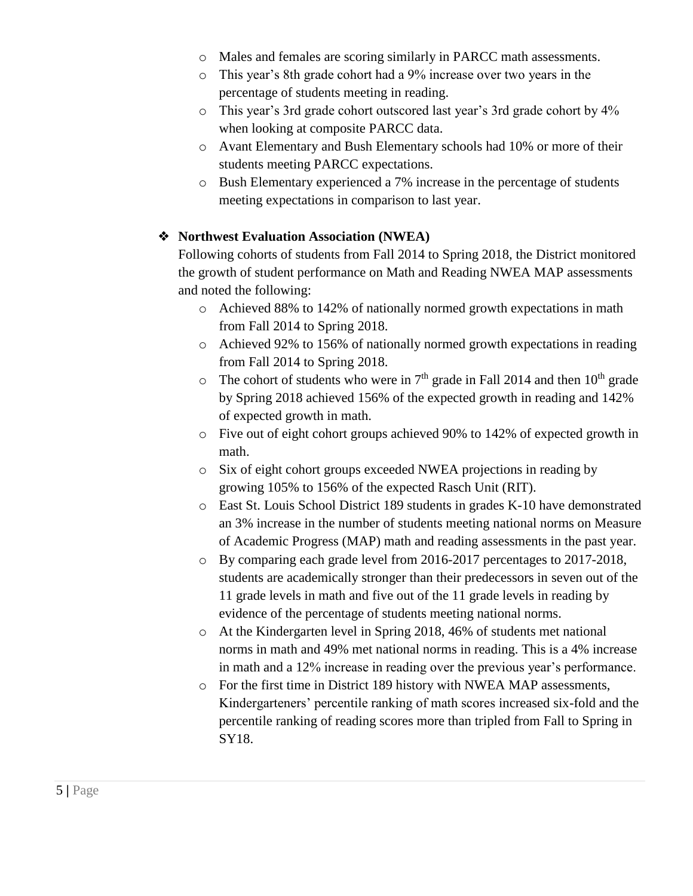- Males and females are scoring similarly in PARCC math assessments.
- This year's 8th grade cohort had a 9% increase over two years in the percentage of students meeting in reading.
- This year's 3rd grade cohort outscored last year's 3rd grade cohort by 4% when looking at composite PARCC data.
- Avant Elementary and Bush Elementary schools had 10% or more of their students meeting PARCC expectations.
- Bush Elementary experienced a 7% increase in the percentage of students meeting expectations in comparison to last year.

❖ **Northwest Evaluation Association (NWEA)**

Following cohorts of students from Fall 2014 to Spring 2018, the District monitored the growth of student performance on Math and Reading NWEA MAP assessments and noted the following:

- Achieved 88% to 142% of nationally normed growth expectations in math from Fall 2014 to Spring 2018.
- Achieved 92% to 156% of nationally normed growth expectations in reading from Fall 2014 to Spring 2018.
- The cohort of students who were in 7th grade in Fall 2014 and then 10th grade by Spring 2018 achieved 156% of the expected growth in reading and 142% of expected growth in math.
- Five out of eight cohort groups achieved 90% to 142% of expected growth in math.
- Six of eight cohort groups exceeded NWEA projections in reading by growing 105% to 156% of the expected Rasch Unit (RIT).
- East St. Louis School District 189 students in grades K-10 have demonstrated an 3% increase in the number of students meeting national norms on Measure of Academic Progress (MAP) math and reading assessments in the past year.
- By comparing each grade level from 2016-2017 percentages to 2017-2018, students are academically stronger than their predecessors in seven out of the 11 grade levels in math and five out of the 11 grade levels in reading by evidence of the percentage of students meeting national norms.
- At the Kindergarten level in Spring 2018, 46% of students met national norms in math and 49% met national norms in reading. This is a 4% increase in math and a 12% increase in reading over the previous year's performance.
- For the first time in District 189 history with NWEA MAP assessments, Kindergarteners' percentile ranking of math scores increased six-fold and the percentile ranking of reading scores more than tripled from Fall to Spring in SY18.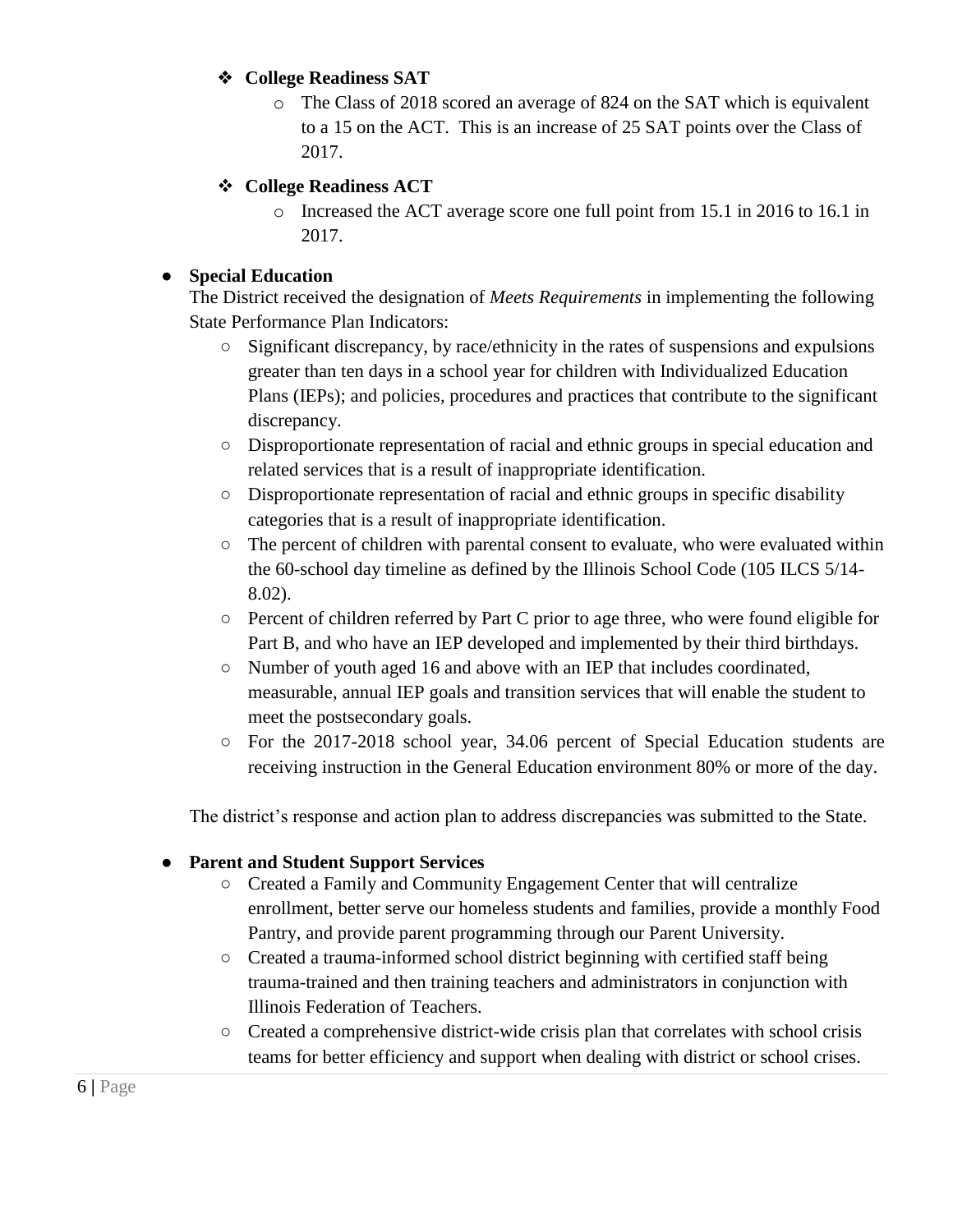- **College Readiness SAT**
    - The Class of 2018 scored an average of 824 on the SAT which is equivalent to a 15 on the ACT. This is an increase of 25 SAT points over the Class of 2017.
- **College Readiness ACT**
    - Increased the ACT average score one full point from 15.1 in 2016 to 16.1 in 2017.

- **Special Education**

  The District received the designation of *Meets Requirements* in implementing the following State Performance Plan Indicators:
    - Significant discrepancy, by race/ethnicity in the rates of suspensions and expulsions greater than ten days in a school year for children with Individualized Education Plans (IEPs); and policies, procedures and practices that contribute to the significant discrepancy.
    - Disproportionate representation of racial and ethnic groups in special education and related services that is a result of inappropriate identification.
    - Disproportionate representation of racial and ethnic groups in specific disability categories that is a result of inappropriate identification.
    - The percent of children with parental consent to evaluate, who were evaluated within the 60-school day timeline as defined by the Illinois School Code (105 ILCS 5/14-8.02).
    - Percent of children referred by Part C prior to age three, who were found eligible for Part B, and who have an IEP developed and implemented by their third birthdays.
    - Number of youth aged 16 and above with an IEP that includes coordinated, measurable, annual IEP goals and transition services that will enable the student to meet the postsecondary goals.
    - For the 2017-2018 school year, 34.06 percent of Special Education students are receiving instruction in the General Education environment 80% or more of the day.

  The district's response and action plan to address discrepancies was submitted to the State.

- **Parent and Student Support Services**
    - Created a Family and Community Engagement Center that will centralize enrollment, better serve our homeless students and families, provide a monthly Food Pantry, and provide parent programming through our Parent University.
    - Created a trauma-informed school district beginning with certified staff being trauma-trained and then training teachers and administrators in conjunction with Illinois Federation of Teachers.
    - Created a comprehensive district-wide crisis plan that correlates with school crisis teams for better efficiency and support when dealing with district or school crises.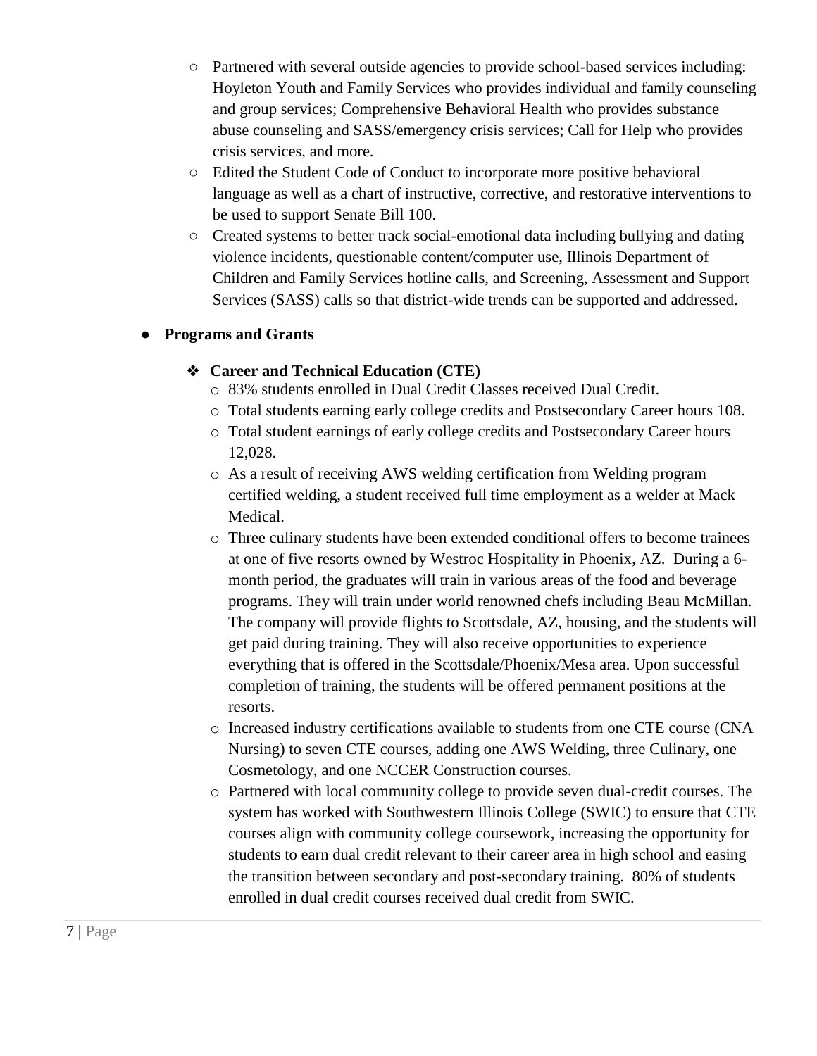- Partnered with several outside agencies to provide school-based services including: Hoyleton Youth and Family Services who provides individual and family counseling and group services; Comprehensive Behavioral Health who provides substance abuse counseling and SASS/emergency crisis services; Call for Help who provides crisis services, and more.
  - Edited the Student Code of Conduct to incorporate more positive behavioral language as well as a chart of instructive, corrective, and restorative interventions to be used to support Senate Bill 100.
  - Created systems to better track social-emotional data including bullying and dating violence incidents, questionable content/computer use, Illinois Department of Children and Family Services hotline calls, and Screening, Assessment and Support Services (SASS) calls so that district-wide trends can be supported and addressed.

- **Programs and Grants**

  - **Career and Technical Education (CTE)**
    - 83% students enrolled in Dual Credit Classes received Dual Credit.
    - Total students earning early college credits and Postsecondary Career hours 108.
    - Total student earnings of early college credits and Postsecondary Career hours 12,028.
    - As a result of receiving AWS welding certification from Welding program certified welding, a student received full time employment as a welder at Mack Medical.
    - Three culinary students have been extended conditional offers to become trainees at one of five resorts owned by Westroc Hospitality in Phoenix, AZ. During a 6-month period, the graduates will train in various areas of the food and beverage programs. They will train under world renowned chefs including Beau McMillan. The company will provide flights to Scottsdale, AZ, housing, and the students will get paid during training. They will also receive opportunities to experience everything that is offered in the Scottsdale/Phoenix/Mesa area. Upon successful completion of training, the students will be offered permanent positions at the resorts.
    - Increased industry certifications available to students from one CTE course (CNA Nursing) to seven CTE courses, adding one AWS Welding, three Culinary, one Cosmetology, and one NCCER Construction courses.
    - Partnered with local community college to provide seven dual-credit courses. The system has worked with Southwestern Illinois College (SWIC) to ensure that CTE courses align with community college coursework, increasing the opportunity for students to earn dual credit relevant to their career area in high school and easing the transition between secondary and post-secondary training. 80% of students enrolled in dual credit courses received dual credit from SWIC.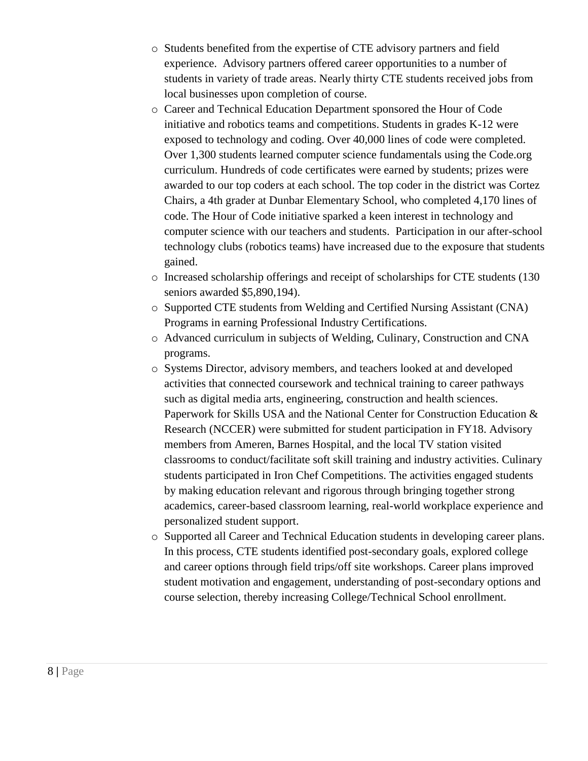- Students benefited from the expertise of CTE advisory partners and field experience. Advisory partners offered career opportunities to a number of students in variety of trade areas. Nearly thirty CTE students received jobs from local businesses upon completion of course.
- Career and Technical Education Department sponsored the Hour of Code initiative and robotics teams and competitions. Students in grades K-12 were exposed to technology and coding. Over 40,000 lines of code were completed. Over 1,300 students learned computer science fundamentals using the Code.org curriculum. Hundreds of code certificates were earned by students; prizes were awarded to our top coders at each school. The top coder in the district was Cortez Chairs, a 4th grader at Dunbar Elementary School, who completed 4,170 lines of code. The Hour of Code initiative sparked a keen interest in technology and computer science with our teachers and students. Participation in our after-school technology clubs (robotics teams) have increased due to the exposure that students gained.
- Increased scholarship offerings and receipt of scholarships for CTE students (130 seniors awarded $5,890,194).
- Supported CTE students from Welding and Certified Nursing Assistant (CNA) Programs in earning Professional Industry Certifications.
- Advanced curriculum in subjects of Welding, Culinary, Construction and CNA programs.
- Systems Director, advisory members, and teachers looked at and developed activities that connected coursework and technical training to career pathways such as digital media arts, engineering, construction and health sciences. Paperwork for Skills USA and the National Center for Construction Education & Research (NCCER) were submitted for student participation in FY18. Advisory members from Ameren, Barnes Hospital, and the local TV station visited classrooms to conduct/facilitate soft skill training and industry activities. Culinary students participated in Iron Chef Competitions. The activities engaged students by making education relevant and rigorous through bringing together strong academics, career-based classroom learning, real-world workplace experience and personalized student support.
- Supported all Career and Technical Education students in developing career plans. In this process, CTE students identified post-secondary goals, explored college and career options through field trips/off site workshops. Career plans improved student motivation and engagement, understanding of post-secondary options and course selection, thereby increasing College/Technical School enrollment.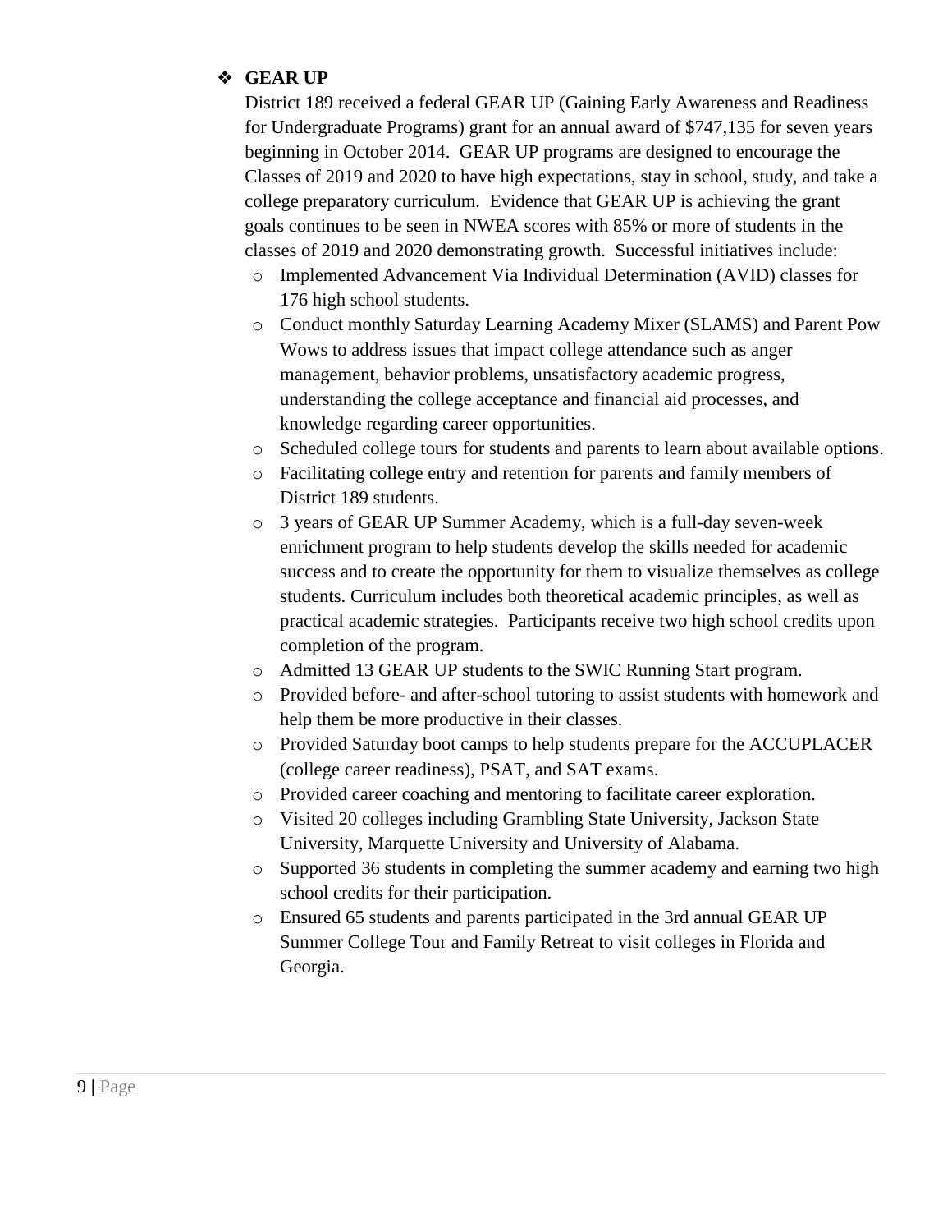- **GEAR UP**

  District 189 received a federal GEAR UP (Gaining Early Awareness and Readiness for Undergraduate Programs) grant for an annual award of $747,135 for seven years beginning in October 2014. GEAR UP programs are designed to encourage the Classes of 2019 and 2020 to have high expectations, stay in school, study, and take a college preparatory curriculum. Evidence that GEAR UP is achieving the grant goals continues to be seen in NWEA scores with 85% or more of students in the classes of 2019 and 2020 demonstrating growth. Successful initiatives include:

  - Implemented Advancement Via Individual Determination (AVID) classes for 176 high school students.
  - Conduct monthly Saturday Learning Academy Mixer (SLAMS) and Parent Pow Wows to address issues that impact college attendance such as anger management, behavior problems, unsatisfactory academic progress, understanding the college acceptance and financial aid processes, and knowledge regarding career opportunities.
  - Scheduled college tours for students and parents to learn about available options.
  - Facilitating college entry and retention for parents and family members of District 189 students.
  - 3 years of GEAR UP Summer Academy, which is a full-day seven-week enrichment program to help students develop the skills needed for academic success and to create the opportunity for them to visualize themselves as college students. Curriculum includes both theoretical academic principles, as well as practical academic strategies. Participants receive two high school credits upon completion of the program.
  - Admitted 13 GEAR UP students to the SWIC Running Start program.
  - Provided before- and after-school tutoring to assist students with homework and help them be more productive in their classes.
  - Provided Saturday boot camps to help students prepare for the ACCUPLACER (college career readiness), PSAT, and SAT exams.
  - Provided career coaching and mentoring to facilitate career exploration.
  - Visited 20 colleges including Grambling State University, Jackson State University, Marquette University and University of Alabama.
  - Supported 36 students in completing the summer academy and earning two high school credits for their participation.
  - Ensured 65 students and parents participated in the 3rd annual GEAR UP Summer College Tour and Family Retreat to visit colleges in Florida and Georgia.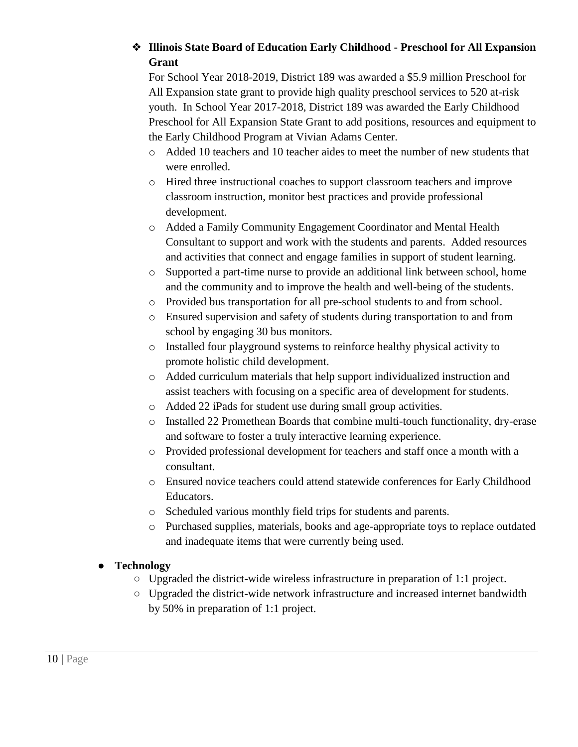- **Illinois State Board of Education Early Childhood - Preschool for All Expansion Grant**

  For School Year 2018-2019, District 189 was awarded a $5.9 million Preschool for All Expansion state grant to provide high quality preschool services to 520 at-risk youth. In School Year 2017-2018, District 189 was awarded the Early Childhood Preschool for All Expansion State Grant to add positions, resources and equipment to the Early Childhood Program at Vivian Adams Center.

  - Added 10 teachers and 10 teacher aides to meet the number of new students that were enrolled.
  - Hired three instructional coaches to support classroom teachers and improve classroom instruction, monitor best practices and provide professional development.
  - Added a Family Community Engagement Coordinator and Mental Health Consultant to support and work with the students and parents. Added resources and activities that connect and engage families in support of student learning.
  - Supported a part-time nurse to provide an additional link between school, home and the community and to improve the health and well-being of the students.
  - Provided bus transportation for all pre-school students to and from school.
  - Ensured supervision and safety of students during transportation to and from school by engaging 30 bus monitors.
  - Installed four playground systems to reinforce healthy physical activity to promote holistic child development.
  - Added curriculum materials that help support individualized instruction and assist teachers with focusing on a specific area of development for students.
  - Added 22 iPads for student use during small group activities.
  - Installed 22 Promethean Boards that combine multi-touch functionality, dry-erase and software to foster a truly interactive learning experience.
  - Provided professional development for teachers and staff once a month with a consultant.
  - Ensured novice teachers could attend statewide conferences for Early Childhood Educators.
  - Scheduled various monthly field trips for students and parents.
  - Purchased supplies, materials, books and age-appropriate toys to replace outdated and inadequate items that were currently being used.

- **Technology**
  - Upgraded the district-wide wireless infrastructure in preparation of 1:1 project.
  - Upgraded the district-wide network infrastructure and increased internet bandwidth by 50% in preparation of 1:1 project.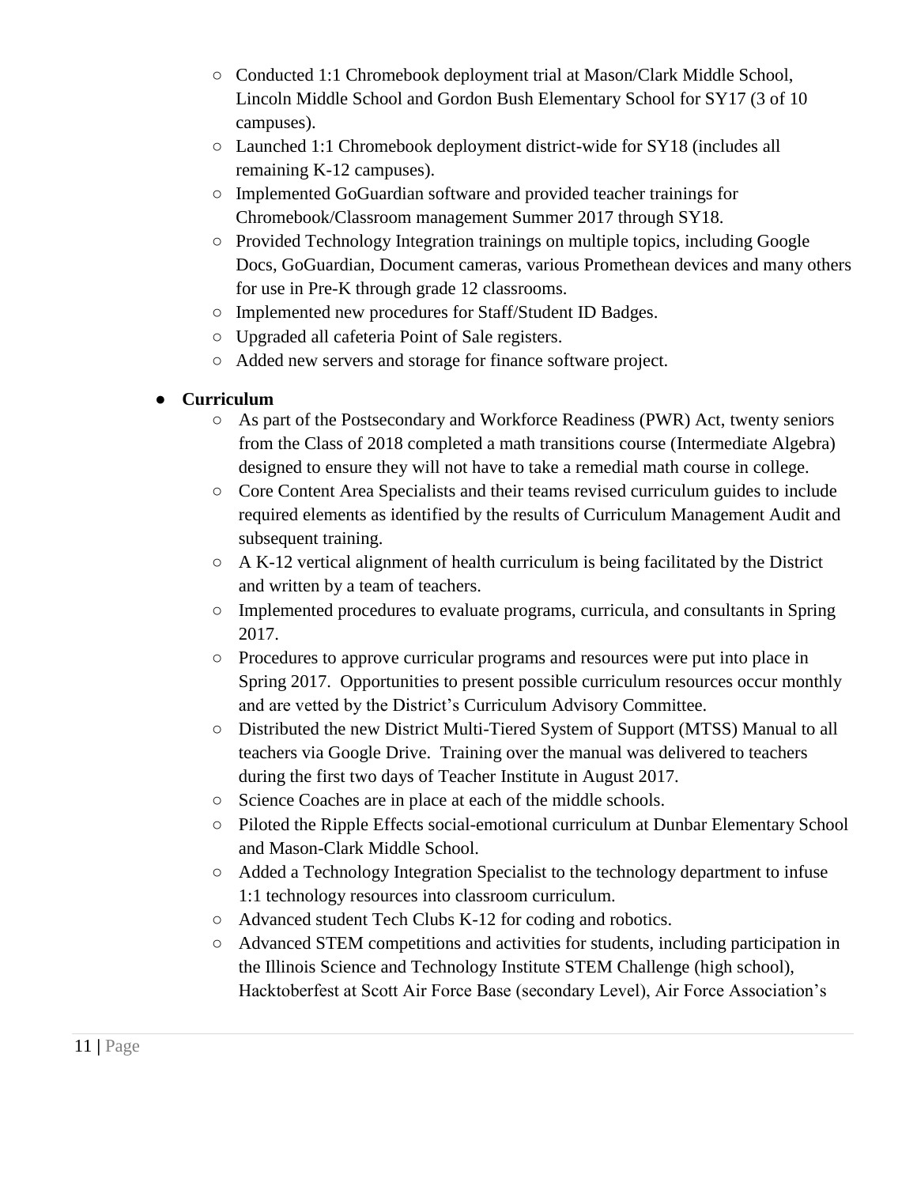- Conducted 1:1 Chromebook deployment trial at Mason/Clark Middle School, Lincoln Middle School and Gordon Bush Elementary School for SY17 (3 of 10 campuses).
  - Launched 1:1 Chromebook deployment district-wide for SY18 (includes all remaining K-12 campuses).
  - Implemented GoGuardian software and provided teacher trainings for Chromebook/Classroom management Summer 2017 through SY18.
  - Provided Technology Integration trainings on multiple topics, including Google Docs, GoGuardian, Document cameras, various Promethean devices and many others for use in Pre-K through grade 12 classrooms.
  - Implemented new procedures for Staff/Student ID Badges.
  - Upgraded all cafeteria Point of Sale registers.
  - Added new servers and storage for finance software project.

- **Curriculum**
  - As part of the Postsecondary and Workforce Readiness (PWR) Act, twenty seniors from the Class of 2018 completed a math transitions course (Intermediate Algebra) designed to ensure they will not have to take a remedial math course in college.
  - Core Content Area Specialists and their teams revised curriculum guides to include required elements as identified by the results of Curriculum Management Audit and subsequent training.
  - A K-12 vertical alignment of health curriculum is being facilitated by the District and written by a team of teachers.
  - Implemented procedures to evaluate programs, curricula, and consultants in Spring 2017.
  - Procedures to approve curricular programs and resources were put into place in Spring 2017. Opportunities to present possible curriculum resources occur monthly and are vetted by the District's Curriculum Advisory Committee.
  - Distributed the new District Multi-Tiered System of Support (MTSS) Manual to all teachers via Google Drive. Training over the manual was delivered to teachers during the first two days of Teacher Institute in August 2017.
  - Science Coaches are in place at each of the middle schools.
  - Piloted the Ripple Effects social-emotional curriculum at Dunbar Elementary School and Mason-Clark Middle School.
  - Added a Technology Integration Specialist to the technology department to infuse 1:1 technology resources into classroom curriculum.
  - Advanced student Tech Clubs K-12 for coding and robotics.
  - Advanced STEM competitions and activities for students, including participation in the Illinois Science and Technology Institute STEM Challenge (high school), Hacktoberfest at Scott Air Force Base (secondary Level), Air Force Association's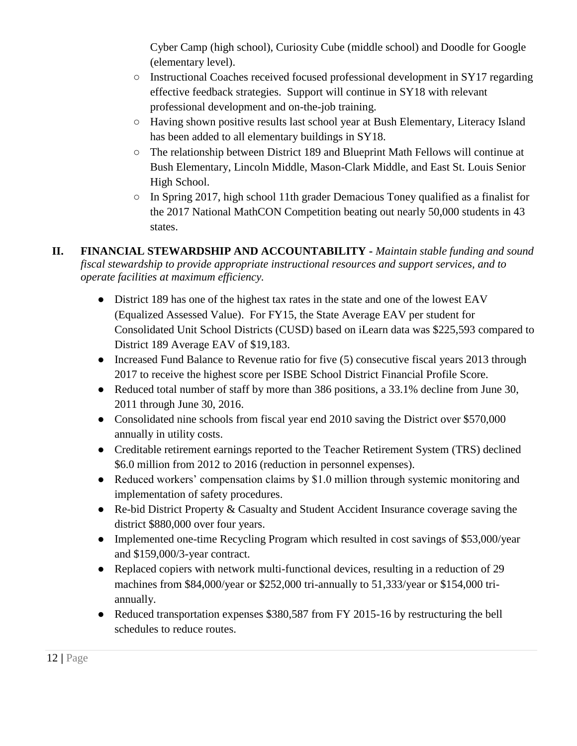Cyber Camp (high school), Curiosity Cube (middle school) and Doodle for Google (elementary level).

- Instructional Coaches received focused professional development in SY17 regarding effective feedback strategies. Support will continue in SY18 with relevant professional development and on-the-job training.
- Having shown positive results last school year at Bush Elementary, Literacy Island has been added to all elementary buildings in SY18.
- The relationship between District 189 and Blueprint Math Fellows will continue at Bush Elementary, Lincoln Middle, Mason-Clark Middle, and East St. Louis Senior High School.
- In Spring 2017, high school 11th grader Demacious Toney qualified as a finalist for the 2017 National MathCON Competition beating out nearly 50,000 students in 43 states.

## II. FINANCIAL STEWARDSHIP AND ACCOUNTABILITY - *Maintain stable funding and sound fiscal stewardship to provide appropriate instructional resources and support services, and to operate facilities at maximum efficiency.*

- District 189 has one of the highest tax rates in the state and one of the lowest EAV (Equalized Assessed Value). For FY15, the State Average EAV per student for Consolidated Unit School Districts (CUSD) based on iLearn data was $225,593 compared to District 189 Average EAV of $19,183.
- Increased Fund Balance to Revenue ratio for five (5) consecutive fiscal years 2013 through 2017 to receive the highest score per ISBE School District Financial Profile Score.
- Reduced total number of staff by more than 386 positions, a 33.1% decline from June 30, 2011 through June 30, 2016.
- Consolidated nine schools from fiscal year end 2010 saving the District over $570,000 annually in utility costs.
- Creditable retirement earnings reported to the Teacher Retirement System (TRS) declined $6.0 million from 2012 to 2016 (reduction in personnel expenses).
- Reduced workers' compensation claims by $1.0 million through systemic monitoring and implementation of safety procedures.
- Re-bid District Property & Casualty and Student Accident Insurance coverage saving the district $880,000 over four years.
- Implemented one-time Recycling Program which resulted in cost savings of $53,000/year and $159,000/3-year contract.
- Replaced copiers with network multi-functional devices, resulting in a reduction of 29 machines from $84,000/year or $252,000 tri-annually to 51,333/year or $154,000 tri-annually.
- Reduced transportation expenses $380,587 from FY 2015-16 by restructuring the bell schedules to reduce routes.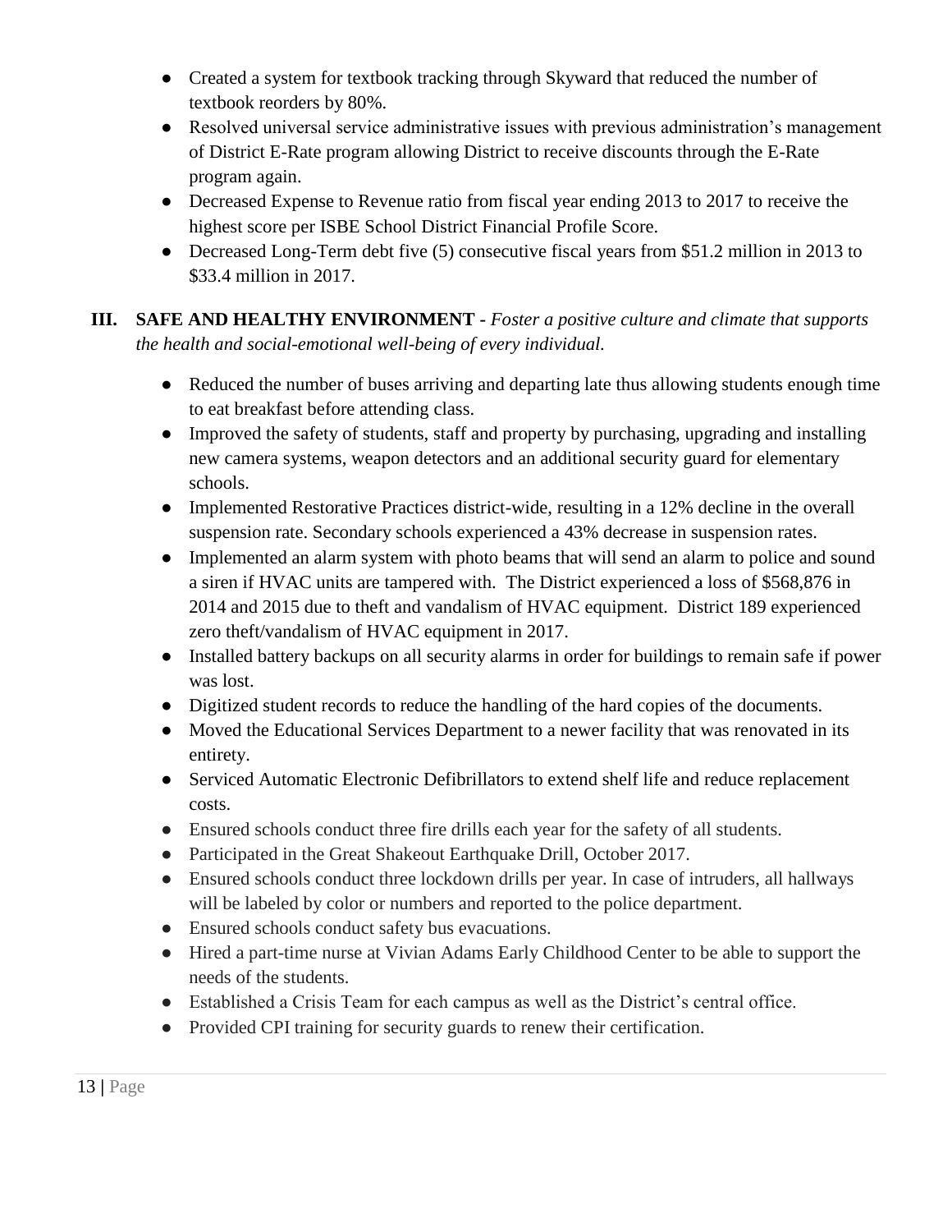- Created a system for textbook tracking through Skyward that reduced the number of textbook reorders by 80%.
- Resolved universal service administrative issues with previous administration's management of District E-Rate program allowing District to receive discounts through the E-Rate program again.
- Decreased Expense to Revenue ratio from fiscal year ending 2013 to 2017 to receive the highest score per ISBE School District Financial Profile Score.
- Decreased Long-Term debt five (5) consecutive fiscal years from $51.2 million in 2013 to $33.4 million in 2017.

## III. SAFE AND HEALTHY ENVIRONMENT - *Foster a positive culture and climate that supports the health and social-emotional well-being of every individual.*

- Reduced the number of buses arriving and departing late thus allowing students enough time to eat breakfast before attending class.
- Improved the safety of students, staff and property by purchasing, upgrading and installing new camera systems, weapon detectors and an additional security guard for elementary schools.
- Implemented Restorative Practices district-wide, resulting in a 12% decline in the overall suspension rate. Secondary schools experienced a 43% decrease in suspension rates.
- Implemented an alarm system with photo beams that will send an alarm to police and sound a siren if HVAC units are tampered with. The District experienced a loss of $568,876 in 2014 and 2015 due to theft and vandalism of HVAC equipment. District 189 experienced zero theft/vandalism of HVAC equipment in 2017.
- Installed battery backups on all security alarms in order for buildings to remain safe if power was lost.
- Digitized student records to reduce the handling of the hard copies of the documents.
- Moved the Educational Services Department to a newer facility that was renovated in its entirety.
- Serviced Automatic Electronic Defibrillators to extend shelf life and reduce replacement costs.
- Ensured schools conduct three fire drills each year for the safety of all students.
- Participated in the Great Shakeout Earthquake Drill, October 2017.
- Ensured schools conduct three lockdown drills per year. In case of intruders, all hallways will be labeled by color or numbers and reported to the police department.
- Ensured schools conduct safety bus evacuations.
- Hired a part-time nurse at Vivian Adams Early Childhood Center to be able to support the needs of the students.
- Established a Crisis Team for each campus as well as the District's central office.
- Provided CPI training for security guards to renew their certification.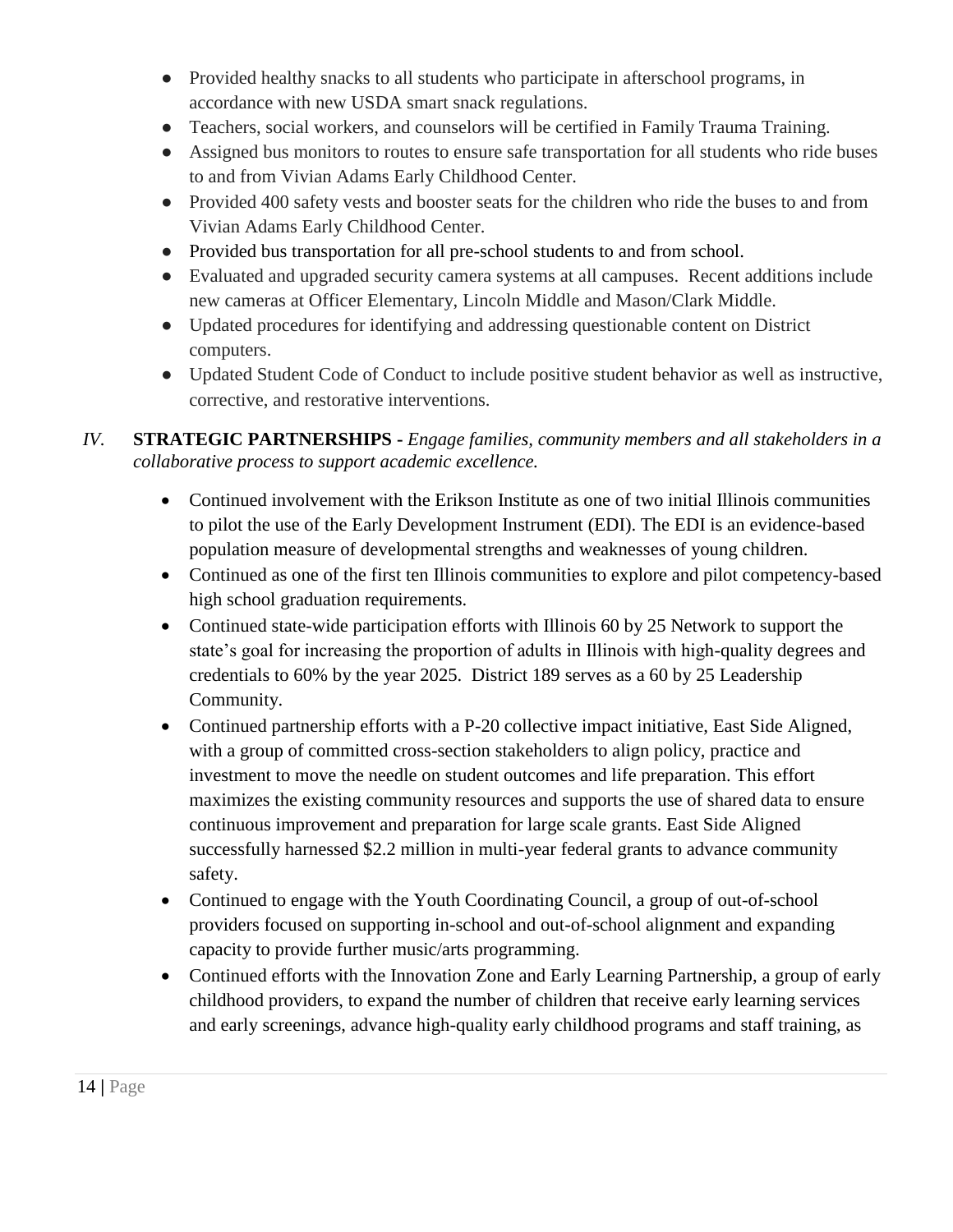- Provided healthy snacks to all students who participate in afterschool programs, in accordance with new USDA smart snack regulations.
- Teachers, social workers, and counselors will be certified in Family Trauma Training.
- Assigned bus monitors to routes to ensure safe transportation for all students who ride buses to and from Vivian Adams Early Childhood Center.
- Provided 400 safety vests and booster seats for the children who ride the buses to and from Vivian Adams Early Childhood Center.
- Provided bus transportation for all pre-school students to and from school.
- Evaluated and upgraded security camera systems at all campuses. Recent additions include new cameras at Officer Elementary, Lincoln Middle and Mason/Clark Middle.
- Updated procedures for identifying and addressing questionable content on District computers.
- Updated Student Code of Conduct to include positive student behavior as well as instructive, corrective, and restorative interventions.

*IV.* **STRATEGIC PARTNERSHIPS -** *Engage families, community members and all stakeholders in a collaborative process to support academic excellence.*

- Continued involvement with the Erikson Institute as one of two initial Illinois communities to pilot the use of the Early Development Instrument (EDI). The EDI is an evidence-based population measure of developmental strengths and weaknesses of young children.
- Continued as one of the first ten Illinois communities to explore and pilot competency-based high school graduation requirements.
- Continued state-wide participation efforts with Illinois 60 by 25 Network to support the state's goal for increasing the proportion of adults in Illinois with high-quality degrees and credentials to 60% by the year 2025. District 189 serves as a 60 by 25 Leadership Community.
- Continued partnership efforts with a P-20 collective impact initiative, East Side Aligned, with a group of committed cross-section stakeholders to align policy, practice and investment to move the needle on student outcomes and life preparation. This effort maximizes the existing community resources and supports the use of shared data to ensure continuous improvement and preparation for large scale grants. East Side Aligned successfully harnessed $2.2 million in multi-year federal grants to advance community safety.
- Continued to engage with the Youth Coordinating Council, a group of out-of-school providers focused on supporting in-school and out-of-school alignment and expanding capacity to provide further music/arts programming.
- Continued efforts with the Innovation Zone and Early Learning Partnership, a group of early childhood providers, to expand the number of children that receive early learning services and early screenings, advance high-quality early childhood programs and staff training, as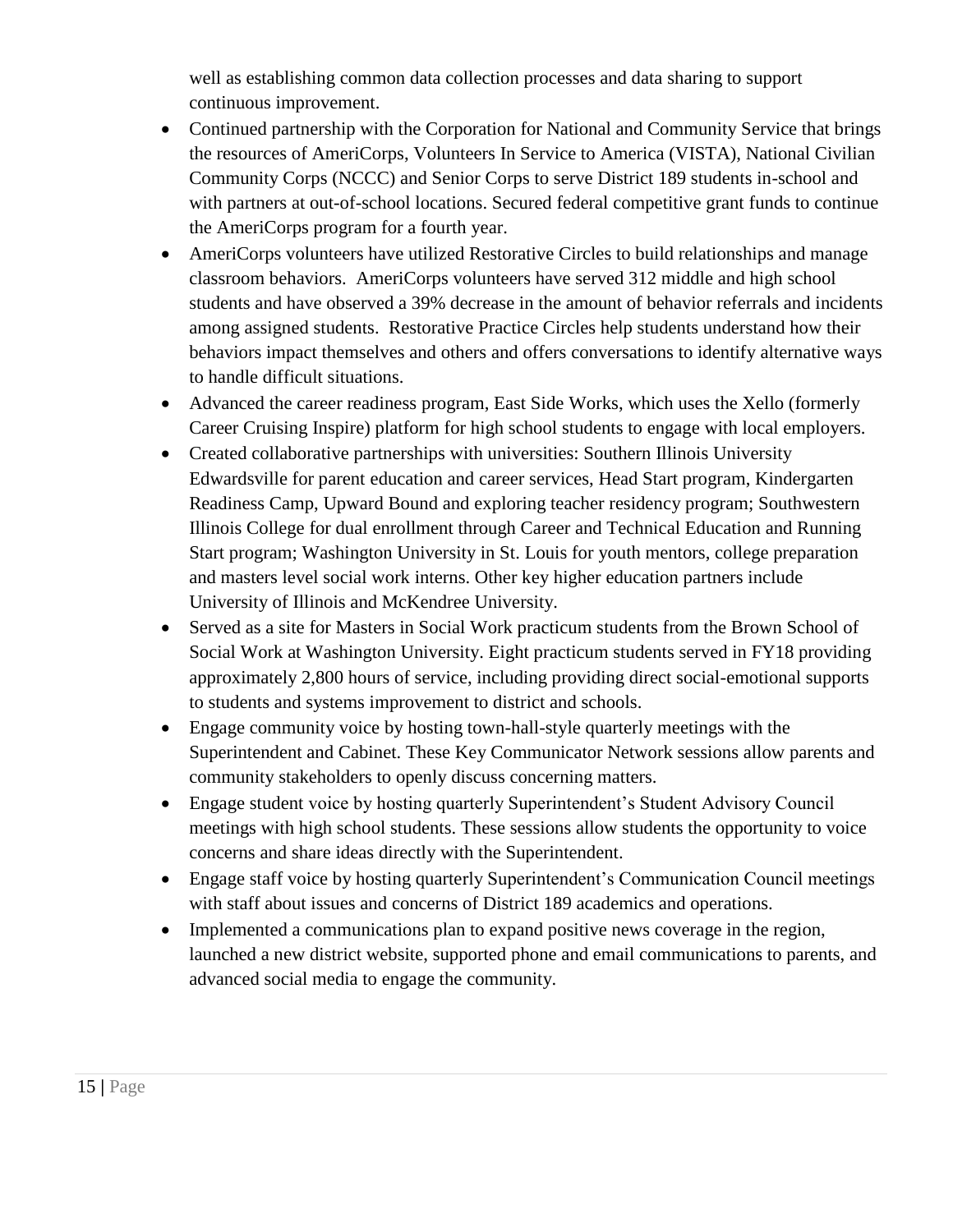well as establishing common data collection processes and data sharing to support continuous improvement.

- Continued partnership with the Corporation for National and Community Service that brings the resources of AmeriCorps, Volunteers In Service to America (VISTA), National Civilian Community Corps (NCCC) and Senior Corps to serve District 189 students in-school and with partners at out-of-school locations. Secured federal competitive grant funds to continue the AmeriCorps program for a fourth year.
- AmeriCorps volunteers have utilized Restorative Circles to build relationships and manage classroom behaviors. AmeriCorps volunteers have served 312 middle and high school students and have observed a 39% decrease in the amount of behavior referrals and incidents among assigned students. Restorative Practice Circles help students understand how their behaviors impact themselves and others and offers conversations to identify alternative ways to handle difficult situations.
- Advanced the career readiness program, East Side Works, which uses the Xello (formerly Career Cruising Inspire) platform for high school students to engage with local employers.
- Created collaborative partnerships with universities: Southern Illinois University Edwardsville for parent education and career services, Head Start program, Kindergarten Readiness Camp, Upward Bound and exploring teacher residency program; Southwestern Illinois College for dual enrollment through Career and Technical Education and Running Start program; Washington University in St. Louis for youth mentors, college preparation and masters level social work interns. Other key higher education partners include University of Illinois and McKendree University.
- Served as a site for Masters in Social Work practicum students from the Brown School of Social Work at Washington University. Eight practicum students served in FY18 providing approximately 2,800 hours of service, including providing direct social-emotional supports to students and systems improvement to district and schools.
- Engage community voice by hosting town-hall-style quarterly meetings with the Superintendent and Cabinet. These Key Communicator Network sessions allow parents and community stakeholders to openly discuss concerning matters.
- Engage student voice by hosting quarterly Superintendent's Student Advisory Council meetings with high school students. These sessions allow students the opportunity to voice concerns and share ideas directly with the Superintendent.
- Engage staff voice by hosting quarterly Superintendent's Communication Council meetings with staff about issues and concerns of District 189 academics and operations.
- Implemented a communications plan to expand positive news coverage in the region, launched a new district website, supported phone and email communications to parents, and advanced social media to engage the community.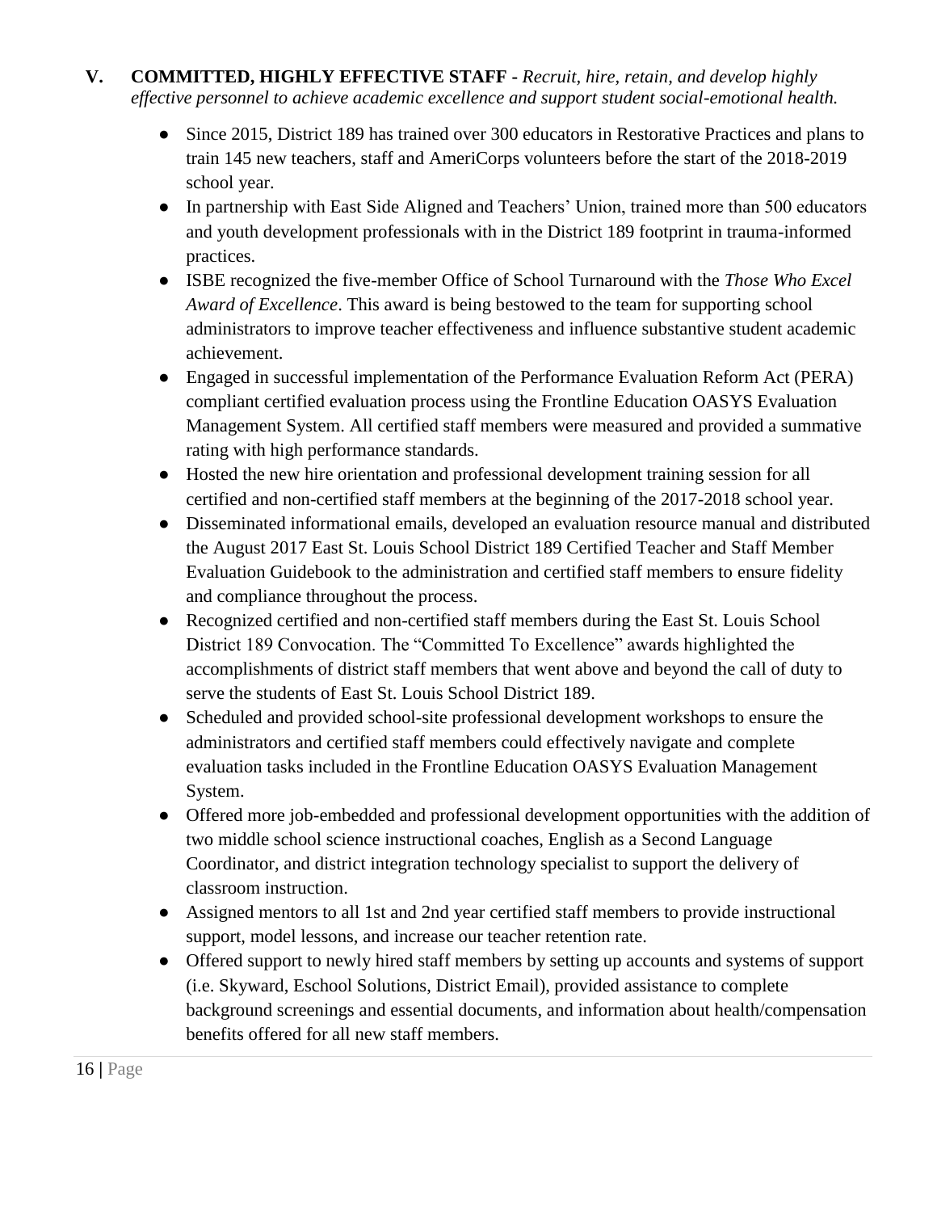## V. COMMITTED, HIGHLY EFFECTIVE STAFF - *Recruit, hire, retain, and develop highly effective personnel to achieve academic excellence and support student social-emotional health.*

- Since 2015, District 189 has trained over 300 educators in Restorative Practices and plans to train 145 new teachers, staff and AmeriCorps volunteers before the start of the 2018-2019 school year.
- In partnership with East Side Aligned and Teachers' Union, trained more than 500 educators and youth development professionals with in the District 189 footprint in trauma-informed practices.
- ISBE recognized the five-member Office of School Turnaround with the *Those Who Excel Award of Excellence*. This award is being bestowed to the team for supporting school administrators to improve teacher effectiveness and influence substantive student academic achievement.
- Engaged in successful implementation of the Performance Evaluation Reform Act (PERA) compliant certified evaluation process using the Frontline Education OASYS Evaluation Management System. All certified staff members were measured and provided a summative rating with high performance standards.
- Hosted the new hire orientation and professional development training session for all certified and non-certified staff members at the beginning of the 2017-2018 school year.
- Disseminated informational emails, developed an evaluation resource manual and distributed the August 2017 East St. Louis School District 189 Certified Teacher and Staff Member Evaluation Guidebook to the administration and certified staff members to ensure fidelity and compliance throughout the process.
- Recognized certified and non-certified staff members during the East St. Louis School District 189 Convocation. The "Committed To Excellence" awards highlighted the accomplishments of district staff members that went above and beyond the call of duty to serve the students of East St. Louis School District 189.
- Scheduled and provided school-site professional development workshops to ensure the administrators and certified staff members could effectively navigate and complete evaluation tasks included in the Frontline Education OASYS Evaluation Management System.
- Offered more job-embedded and professional development opportunities with the addition of two middle school science instructional coaches, English as a Second Language Coordinator, and district integration technology specialist to support the delivery of classroom instruction.
- Assigned mentors to all 1st and 2nd year certified staff members to provide instructional support, model lessons, and increase our teacher retention rate.
- Offered support to newly hired staff members by setting up accounts and systems of support (i.e. Skyward, Eschool Solutions, District Email), provided assistance to complete background screenings and essential documents, and information about health/compensation benefits offered for all new staff members.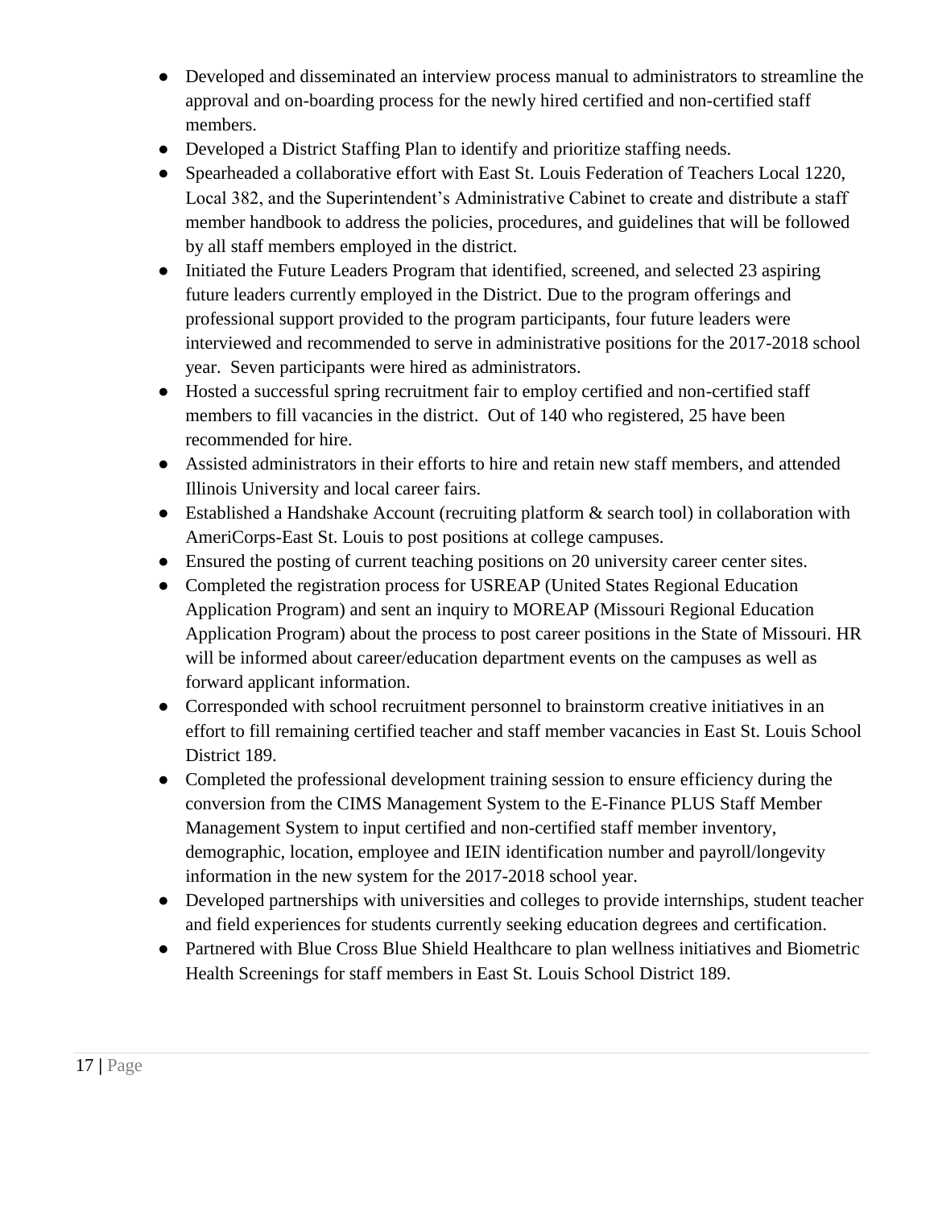- Developed and disseminated an interview process manual to administrators to streamline the approval and on-boarding process for the newly hired certified and non-certified staff members.
- Developed a District Staffing Plan to identify and prioritize staffing needs.
- Spearheaded a collaborative effort with East St. Louis Federation of Teachers Local 1220, Local 382, and the Superintendent's Administrative Cabinet to create and distribute a staff member handbook to address the policies, procedures, and guidelines that will be followed by all staff members employed in the district.
- Initiated the Future Leaders Program that identified, screened, and selected 23 aspiring future leaders currently employed in the District. Due to the program offerings and professional support provided to the program participants, four future leaders were interviewed and recommended to serve in administrative positions for the 2017-2018 school year. Seven participants were hired as administrators.
- Hosted a successful spring recruitment fair to employ certified and non-certified staff members to fill vacancies in the district. Out of 140 who registered, 25 have been recommended for hire.
- Assisted administrators in their efforts to hire and retain new staff members, and attended Illinois University and local career fairs.
- Established a Handshake Account (recruiting platform & search tool) in collaboration with AmeriCorps-East St. Louis to post positions at college campuses.
- Ensured the posting of current teaching positions on 20 university career center sites.
- Completed the registration process for USREAP (United States Regional Education Application Program) and sent an inquiry to MOREAP (Missouri Regional Education Application Program) about the process to post career positions in the State of Missouri. HR will be informed about career/education department events on the campuses as well as forward applicant information.
- Corresponded with school recruitment personnel to brainstorm creative initiatives in an effort to fill remaining certified teacher and staff member vacancies in East St. Louis School District 189.
- Completed the professional development training session to ensure efficiency during the conversion from the CIMS Management System to the E-Finance PLUS Staff Member Management System to input certified and non-certified staff member inventory, demographic, location, employee and IEIN identification number and payroll/longevity information in the new system for the 2017-2018 school year.
- Developed partnerships with universities and colleges to provide internships, student teacher and field experiences for students currently seeking education degrees and certification.
- Partnered with Blue Cross Blue Shield Healthcare to plan wellness initiatives and Biometric Health Screenings for staff members in East St. Louis School District 189.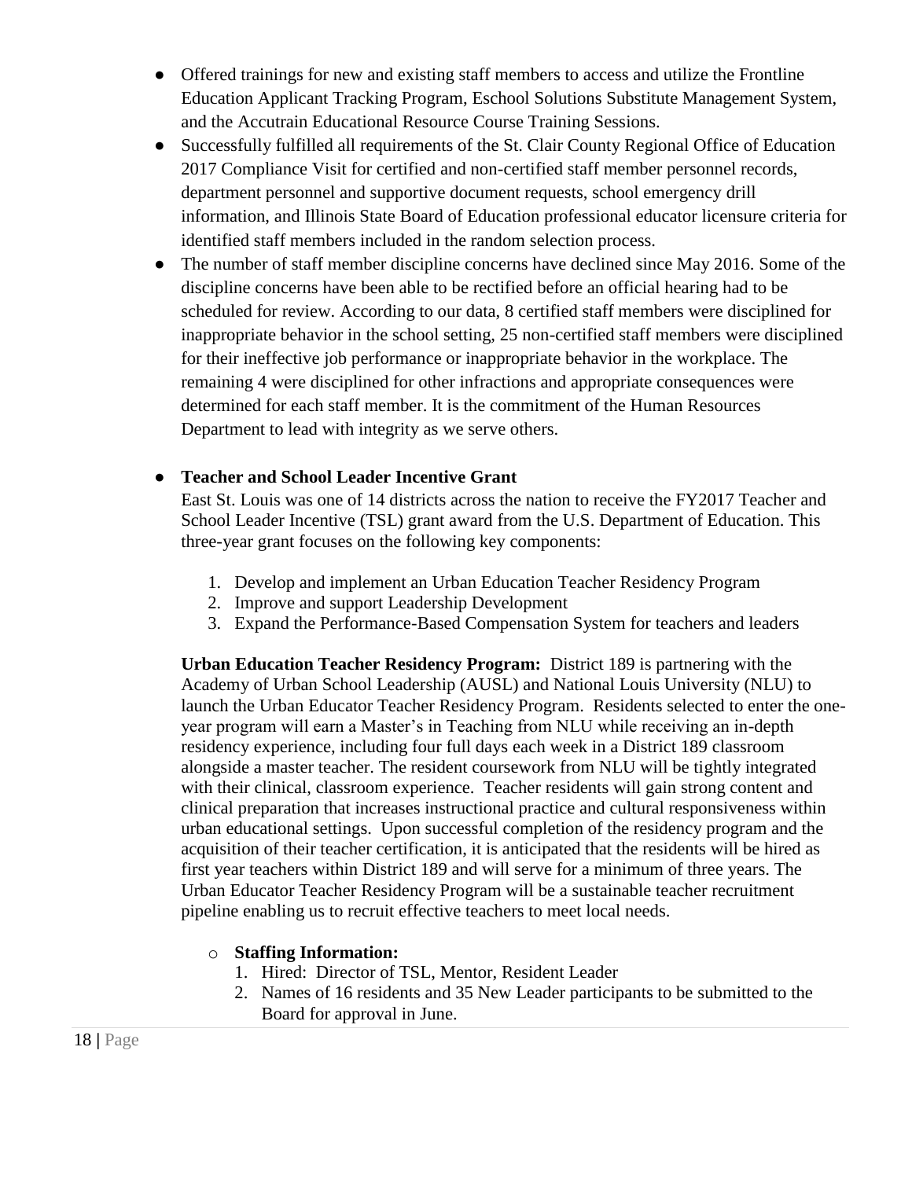- Offered trainings for new and existing staff members to access and utilize the Frontline Education Applicant Tracking Program, Eschool Solutions Substitute Management System, and the Accutrain Educational Resource Course Training Sessions.
- Successfully fulfilled all requirements of the St. Clair County Regional Office of Education 2017 Compliance Visit for certified and non-certified staff member personnel records, department personnel and supportive document requests, school emergency drill information, and Illinois State Board of Education professional educator licensure criteria for identified staff members included in the random selection process.
- The number of staff member discipline concerns have declined since May 2016. Some of the discipline concerns have been able to be rectified before an official hearing had to be scheduled for review. According to our data, 8 certified staff members were disciplined for inappropriate behavior in the school setting, 25 non-certified staff members were disciplined for their ineffective job performance or inappropriate behavior in the workplace. The remaining 4 were disciplined for other infractions and appropriate consequences were determined for each staff member. It is the commitment of the Human Resources Department to lead with integrity as we serve others.

- **Teacher and School Leader Incentive Grant**

  East St. Louis was one of 14 districts across the nation to receive the FY2017 Teacher and School Leader Incentive (TSL) grant award from the U.S. Department of Education. This three-year grant focuses on the following key components:

  1. Develop and implement an Urban Education Teacher Residency Program
  2. Improve and support Leadership Development
  3. Expand the Performance-Based Compensation System for teachers and leaders

  **Urban Education Teacher Residency Program:** District 189 is partnering with the Academy of Urban School Leadership (AUSL) and National Louis University (NLU) to launch the Urban Educator Teacher Residency Program. Residents selected to enter the one-year program will earn a Master's in Teaching from NLU while receiving an in-depth residency experience, including four full days each week in a District 189 classroom alongside a master teacher. The resident coursework from NLU will be tightly integrated with their clinical, classroom experience. Teacher residents will gain strong content and clinical preparation that increases instructional practice and cultural responsiveness within urban educational settings. Upon successful completion of the residency program and the acquisition of their teacher certification, it is anticipated that the residents will be hired as first year teachers within District 189 and will serve for a minimum of three years. The Urban Educator Teacher Residency Program will be a sustainable teacher recruitment pipeline enabling us to recruit effective teachers to meet local needs.

  - **Staffing Information:**
    1. Hired: Director of TSL, Mentor, Resident Leader
    2. Names of 16 residents and 35 New Leader participants to be submitted to the Board for approval in June.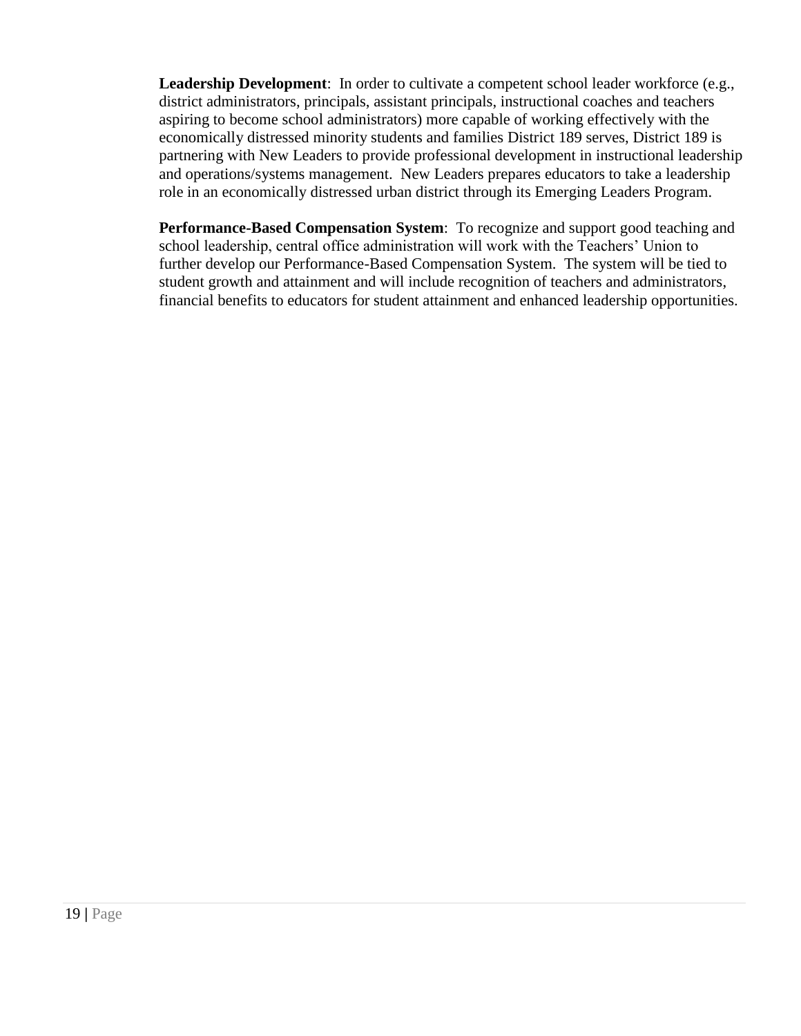**Leadership Development**: In order to cultivate a competent school leader workforce (e.g., district administrators, principals, assistant principals, instructional coaches and teachers aspiring to become school administrators) more capable of working effectively with the economically distressed minority students and families District 189 serves, District 189 is partnering with New Leaders to provide professional development in instructional leadership and operations/systems management. New Leaders prepares educators to take a leadership role in an economically distressed urban district through its Emerging Leaders Program.

**Performance-Based Compensation System**: To recognize and support good teaching and school leadership, central office administration will work with the Teachers' Union to further develop our Performance-Based Compensation System. The system will be tied to student growth and attainment and will include recognition of teachers and administrators, financial benefits to educators for student attainment and enhanced leadership opportunities.